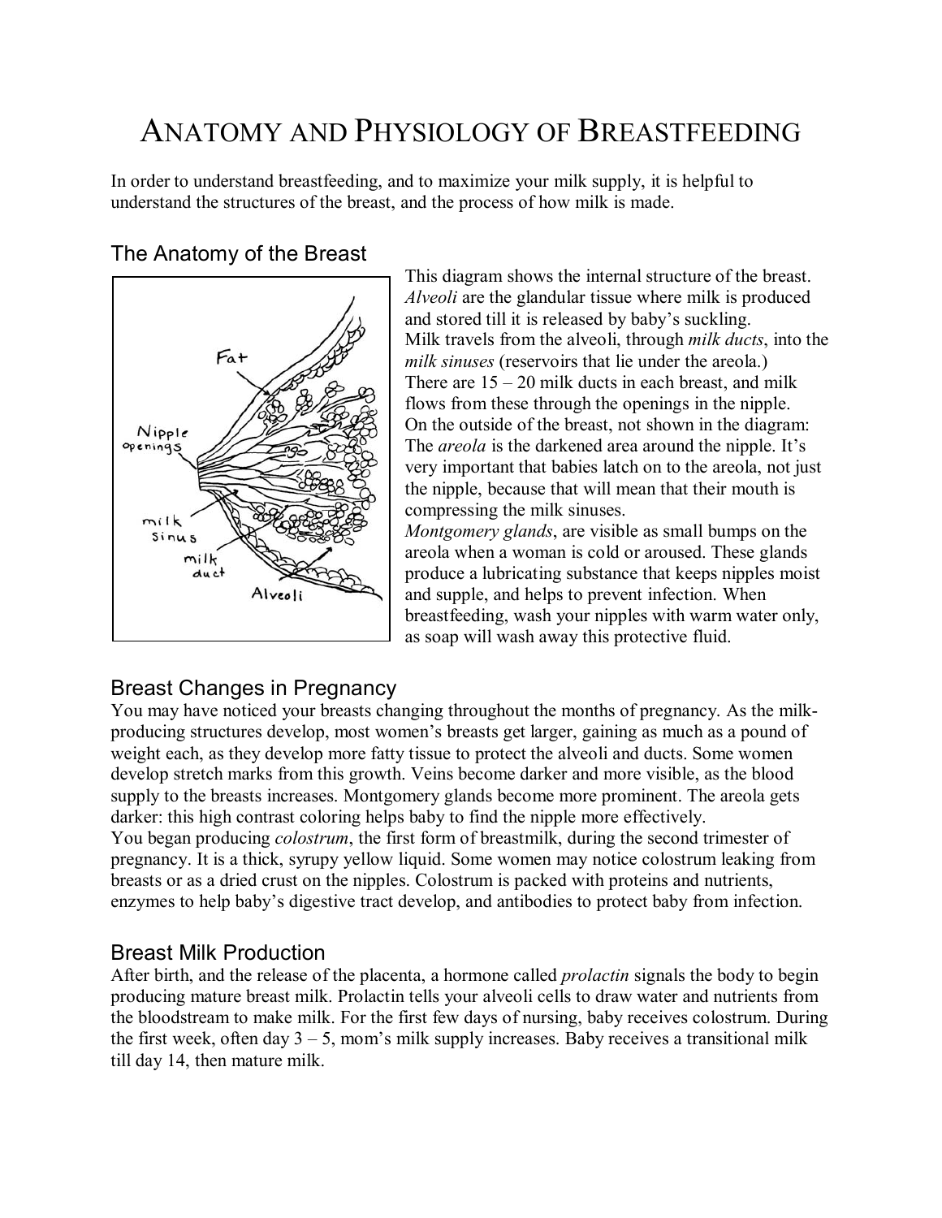# ANATOMY AND PHYSIOLOGY OF BREASTFEEDING

In order to understand breastfeeding, and to maximize your milk supply, it is helpful to understand the structures of the breast, and the process of how milk is made.

## The Anatomy of the Breast

This diagram shows the internal structure of the breast. *Alveoli* are the glandular tissue where milk is produced and stored till it is released by baby's suckling.
Milk travels from the alveoli, through *milk ducts*, into the *milk sinuses* (reservoirs that lie under the areola.)
There are 15 – 20 milk ducts in each breast, and milk flows from these through the openings in the nipple.
On the outside of the breast, not shown in the diagram:
The *areola* is the darkened area around the nipple. It's very important that babies latch on to the areola, not just the nipple, because that will mean that their mouth is compressing the milk sinuses.
*Montgomery glands*, are visible as small bumps on the areola when a woman is cold or aroused. These glands produce a lubricating substance that keeps nipples moist and supple, and helps to prevent infection. When breastfeeding, wash your nipples with warm water only, as soap will wash away this protective fluid.

## Breast Changes in Pregnancy

You may have noticed your breasts changing throughout the months of pregnancy. As the milk-producing structures develop, most women's breasts get larger, gaining as much as a pound of weight each, as they develop more fatty tissue to protect the alveoli and ducts. Some women develop stretch marks from this growth. Veins become darker and more visible, as the blood supply to the breasts increases. Montgomery glands become more prominent. The areola gets darker: this high contrast coloring helps baby to find the nipple more effectively.
You began producing *colostrum*, the first form of breastmilk, during the second trimester of pregnancy. It is a thick, syrupy yellow liquid. Some women may notice colostrum leaking from breasts or as a dried crust on the nipples. Colostrum is packed with proteins and nutrients, enzymes to help baby's digestive tract develop, and antibodies to protect baby from infection.

## Breast Milk Production

After birth, and the release of the placenta, a hormone called *prolactin* signals the body to begin producing mature breast milk. Prolactin tells your alveoli cells to draw water and nutrients from the bloodstream to make milk. For the first few days of nursing, baby receives colostrum. During the first week, often day 3 – 5, mom's milk supply increases. Baby receives a transitional milk till day 14, then mature milk.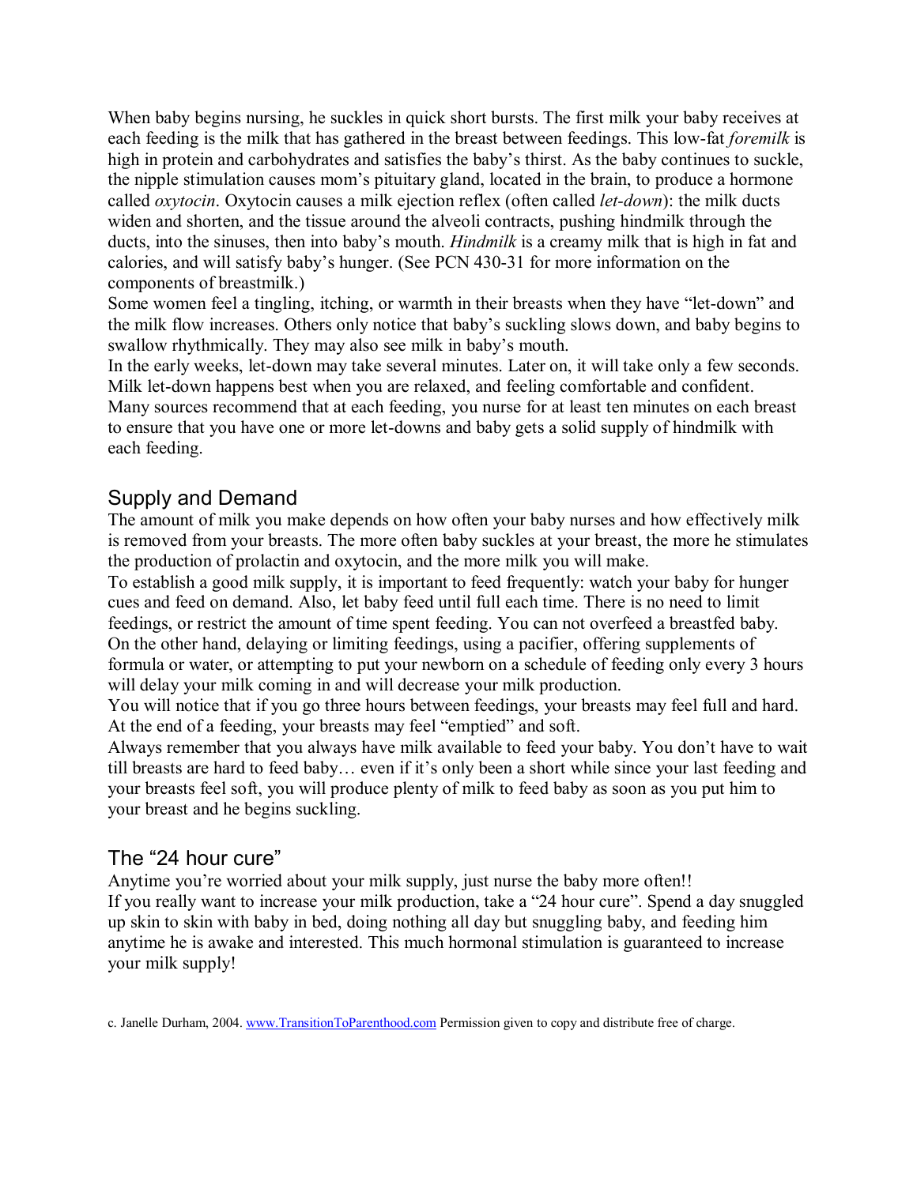When baby begins nursing, he suckles in quick short bursts. The first milk your baby receives at each feeding is the milk that has gathered in the breast between feedings. This low-fat *foremilk* is high in protein and carbohydrates and satisfies the baby's thirst. As the baby continues to suckle, the nipple stimulation causes mom's pituitary gland, located in the brain, to produce a hormone called *oxytocin*. Oxytocin causes a milk ejection reflex (often called *let-down*): the milk ducts widen and shorten, and the tissue around the alveoli contracts, pushing hindmilk through the ducts, into the sinuses, then into baby's mouth. *Hindmilk* is a creamy milk that is high in fat and calories, and will satisfy baby's hunger. (See PCN 430-31 for more information on the components of breastmilk.)

Some women feel a tingling, itching, or warmth in their breasts when they have "let-down" and the milk flow increases. Others only notice that baby's suckling slows down, and baby begins to swallow rhythmically. They may also see milk in baby's mouth.

In the early weeks, let-down may take several minutes. Later on, it will take only a few seconds. Milk let-down happens best when you are relaxed, and feeling comfortable and confident.

Many sources recommend that at each feeding, you nurse for at least ten minutes on each breast to ensure that you have one or more let-downs and baby gets a solid supply of hindmilk with each feeding.

## Supply and Demand

The amount of milk you make depends on how often your baby nurses and how effectively milk is removed from your breasts. The more often baby suckles at your breast, the more he stimulates the production of prolactin and oxytocin, and the more milk you will make.

To establish a good milk supply, it is important to feed frequently: watch your baby for hunger cues and feed on demand. Also, let baby feed until full each time. There is no need to limit feedings, or restrict the amount of time spent feeding. You can not overfeed a breastfed baby.

On the other hand, delaying or limiting feedings, using a pacifier, offering supplements of formula or water, or attempting to put your newborn on a schedule of feeding only every 3 hours will delay your milk coming in and will decrease your milk production.

You will notice that if you go three hours between feedings, your breasts may feel full and hard. At the end of a feeding, your breasts may feel "emptied" and soft.

Always remember that you always have milk available to feed your baby. You don't have to wait till breasts are hard to feed baby… even if it's only been a short while since your last feeding and your breasts feel soft, you will produce plenty of milk to feed baby as soon as you put him to your breast and he begins suckling.

## The "24 hour cure"

Anytime you're worried about your milk supply, just nurse the baby more often!!

If you really want to increase your milk production, take a "24 hour cure". Spend a day snuggled up skin to skin with baby in bed, doing nothing all day but snuggling baby, and feeding him anytime he is awake and interested. This much hormonal stimulation is guaranteed to increase your milk supply!

c. Janelle Durham, 2004. www.TransitionToParenthood.com Permission given to copy and distribute free of charge.